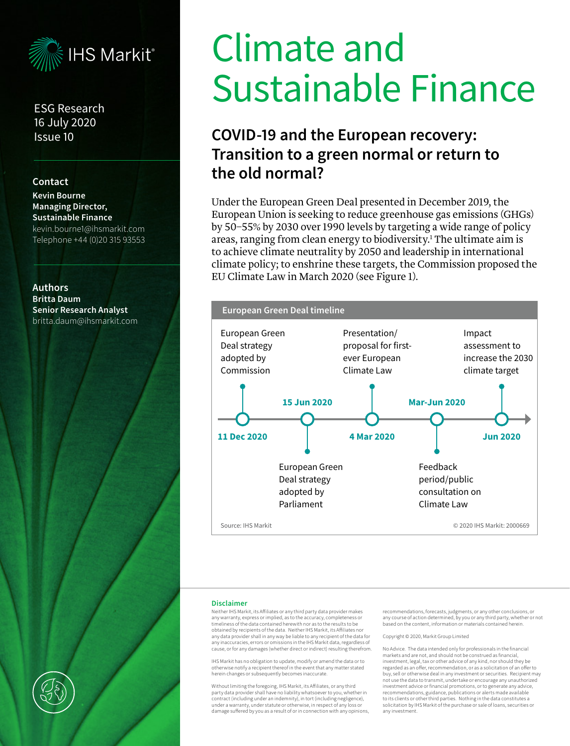IHS Markit®

ESG Research
16 July 2020
Issue 10

**Contact**
**Kevin Bourne**
**Managing Director, Sustainable Finance**
kevin.bourne1@ihsmarkit.com
Telephone +44 (0)20 315 93553

**Authors**
**Britta Daum**
**Senior Research Analyst**
britta.daum@ihsmarkit.com

# Climate and Sustainable Finance

## COVID-19 and the European recovery: Transition to a green normal or return to the old normal?

Under the European Green Deal presented in December 2019, the European Union is seeking to reduce greenhouse gas emissions (GHGs) by 50–55% by 2030 over 1990 levels by targeting a wide range of policy areas, ranging from clean energy to biodiversity.[1] The ultimate aim is to achieve climate neutrality by 2050 and leadership in international climate policy; to enshrine these targets, the Commission proposed the EU Climate Law in March 2020 (see Figure 1).

**European Green Deal timeline**

| Date | Event |
| --- | --- |
| 11 Dec 2020 | European Green Deal strategy adopted by Commission |
| 15 Jun 2020 | European Green Deal strategy adopted by Parliament |
| 4 Mar 2020 | Presentation/proposal for first-ever European Climate Law |
| Mar-Jun 2020 | Feedback period/public consultation on Climate Law |
| Jun 2020 | Impact assessment to increase the 2030 climate target |

Source: IHS Markit © 2020 IHS Markit: 2000669

**Disclaimer**

Neither IHS Markit, its Affiliates or any third party data provider makes any warranty, express or implied, as to the accuracy, completeness or timeliness of the data contained herewith nor as to the results to be obtained by recipients of the data. Neither IHS Markit, its Affiliates nor any data provider shall in any way be liable to any recipient of the data for any inaccuracies, errors or omissions in the IHS Markit data, regardless of cause, or for any damages (whether direct or indirect) resulting therefrom.

IHS Markit has no obligation to update, modify or amend the data or to otherwise notify a recipient thereof in the event that any matter stated herein changes or subsequently becomes inaccurate.

Without limiting the foregoing, IHS Markit, its Affiliates, or any third party data provider shall have no liability whatsoever to you, whether in contract (including under an indemnity), in tort (including negligence), under a warranty, under statute or otherwise, in respect of any loss or damage suffered by you as a result of or in connection with any opinions, recommendations, forecasts, judgments, or any other conclusions, or any course of action determined, by you or any third party, whether or not based on the content, information or materials contained herein.

Copyright © 2020, Markit Group Limited

No Advice. The data intended only for professionals in the financial markets and are not, and should not be construed as financial, investment, legal, tax or other advice of any kind, nor should they be regarded as an offer, recommendation, or as a solicitation of an offer to buy, sell or otherwise deal in any investment or securities. Recipient may not use the data to transmit, undertake or encourage any unauthorized investment advice or financial promotions, or to generate any advice, recommendations, guidance, publications or alerts made available to its clients or other third parties. Nothing in the data constitutes a solicitation by IHS Markit of the purchase or sale of loans, securities or any investment.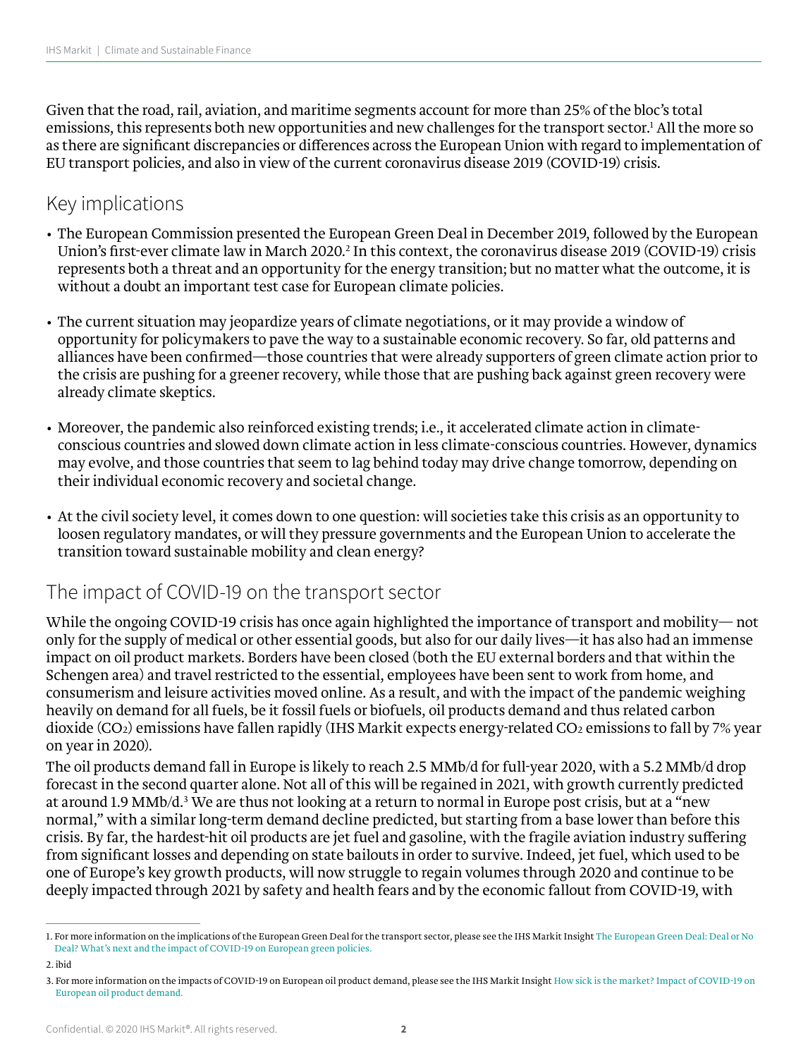Given that the road, rail, aviation, and maritime segments account for more than 25% of the bloc's total emissions, this represents both new opportunities and new challenges for the transport sector.[1] All the more so as there are significant discrepancies or differences across the European Union with regard to implementation of EU transport policies, and also in view of the current coronavirus disease 2019 (COVID-19) crisis.

## Key implications

- The European Commission presented the European Green Deal in December 2019, followed by the European Union's first-ever climate law in March 2020.[2] In this context, the coronavirus disease 2019 (COVID-19) crisis represents both a threat and an opportunity for the energy transition; but no matter what the outcome, it is without a doubt an important test case for European climate policies.
- The current situation may jeopardize years of climate negotiations, or it may provide a window of opportunity for policymakers to pave the way to a sustainable economic recovery. So far, old patterns and alliances have been confirmed—those countries that were already supporters of green climate action prior to the crisis are pushing for a greener recovery, while those that are pushing back against green recovery were already climate skeptics.
- Moreover, the pandemic also reinforced existing trends; i.e., it accelerated climate action in climate-conscious countries and slowed down climate action in less climate-conscious countries. However, dynamics may evolve, and those countries that seem to lag behind today may drive change tomorrow, depending on their individual economic recovery and societal change.
- At the civil society level, it comes down to one question: will societies take this crisis as an opportunity to loosen regulatory mandates, or will they pressure governments and the European Union to accelerate the transition toward sustainable mobility and clean energy?

## The impact of COVID-19 on the transport sector

While the ongoing COVID-19 crisis has once again highlighted the importance of transport and mobility— not only for the supply of medical or other essential goods, but also for our daily lives—it has also had an immense impact on oil product markets. Borders have been closed (both the EU external borders and that within the Schengen area) and travel restricted to the essential, employees have been sent to work from home, and consumerism and leisure activities moved online. As a result, and with the impact of the pandemic weighing heavily on demand for all fuels, be it fossil fuels or biofuels, oil products demand and thus related carbon dioxide ($CO_2$) emissions have fallen rapidly (IHS Markit expects energy-related $CO_2$ emissions to fall by 7% year on year in 2020).

The oil products demand fall in Europe is likely to reach 2.5 MMb/d for full-year 2020, with a 5.2 MMb/d drop forecast in the second quarter alone. Not all of this will be regained in 2021, with growth currently predicted at around 1.9 MMb/d.[3] We are thus not looking at a return to normal in Europe post crisis, but at a "new normal," with a similar long-term demand decline predicted, but starting from a base lower than before this crisis. By far, the hardest-hit oil products are jet fuel and gasoline, with the fragile aviation industry suffering from significant losses and depending on state bailouts in order to survive. Indeed, jet fuel, which used to be one of Europe's key growth products, will now struggle to regain volumes through 2020 and continue to be deeply impacted through 2021 by safety and health fears and by the economic fallout from COVID-19, with

---

1. For more information on the implications of the European Green Deal for the transport sector, please see the IHS Markit Insight The European Green Deal: Deal or No Deal? What's next and the impact of COVID-19 on European green policies.
2. ibid
3. For more information on the impacts of COVID-19 on European oil product demand, please see the IHS Markit Insight How sick is the market? Impact of COVID-19 on European oil product demand.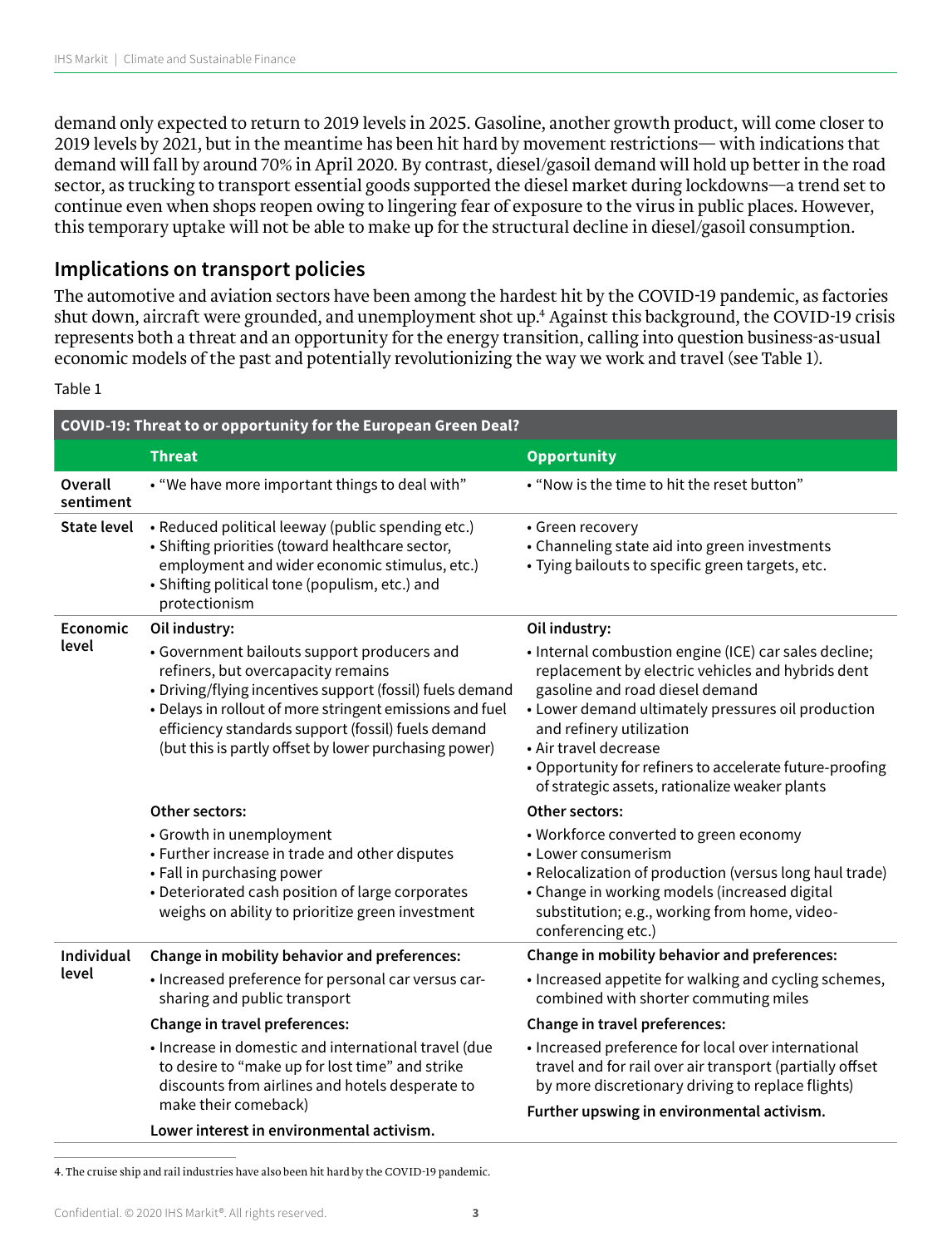demand only expected to return to 2019 levels in 2025. Gasoline, another growth product, will come closer to 2019 levels by 2021, but in the meantime has been hit hard by movement restrictions— with indications that demand will fall by around 70% in April 2020. By contrast, diesel/gasoil demand will hold up better in the road sector, as trucking to transport essential goods supported the diesel market during lockdowns—a trend set to continue even when shops reopen owing to lingering fear of exposure to the virus in public places. However, this temporary uptake will not be able to make up for the structural decline in diesel/gasoil consumption.

## Implications on transport policies

The automotive and aviation sectors have been among the hardest hit by the COVID-19 pandemic, as factories shut down, aircraft were grounded, and unemployment shot up.[4] Against this background, the COVID-19 crisis represents both a threat and an opportunity for the energy transition, calling into question business-as-usual economic models of the past and potentially revolutionizing the way we work and travel (see Table 1).

Table 1

| COVID-19: Threat to or opportunity for the European Green Deal? | | |
|---|---|---|
| | **Threat** | **Opportunity** |
| **Overall sentiment** | • "We have more important things to deal with" | • "Now is the time to hit the reset button" |
| **State level** | • Reduced political leeway (public spending etc.)<br>• Shifting priorities (toward healthcare sector, employment and wider economic stimulus, etc.)<br>• Shifting political tone (populism, etc.) and protectionism | • Green recovery<br>• Channeling state aid into green investments<br>• Tying bailouts to specific green targets, etc. |
| **Economic level** | **Oil industry:**<br>• Government bailouts support producers and refiners, but overcapacity remains<br>• Driving/flying incentives support (fossil) fuels demand<br>• Delays in rollout of more stringent emissions and fuel efficiency standards support (fossil) fuels demand (but this is partly offset by lower purchasing power) | **Oil industry:**<br>• Internal combustion engine (ICE) car sales decline; replacement by electric vehicles and hybrids dent gasoline and road diesel demand<br>• Lower demand ultimately pressures oil production and refinery utilization<br>• Air travel decrease<br>• Opportunity for refiners to accelerate future-proofing of strategic assets, rationalize weaker plants |
| | **Other sectors:**<br>• Growth in unemployment<br>• Further increase in trade and other disputes<br>• Fall in purchasing power<br>• Deteriorated cash position of large corporates weighs on ability to prioritize green investment | **Other sectors:**<br>• Workforce converted to green economy<br>• Lower consumerism<br>• Relocalization of production (versus long haul trade)<br>• Change in working models (increased digital substitution; e.g., working from home, video-conferencing etc.) |
| **Individual level** | **Change in mobility behavior and preferences:**<br>• Increased preference for personal car versus car-sharing and public transport<br>**Change in travel preferences:**<br>• Increase in domestic and international travel (due to desire to "make up for lost time" and strike discounts from airlines and hotels desperate to make their comeback)<br>**Lower interest in environmental activism.** | **Change in mobility behavior and preferences:**<br>• Increased appetite for walking and cycling schemes, combined with shorter commuting miles<br>**Change in travel preferences:**<br>• Increased preference for local over international travel and for rail over air transport (partially offset by more discretionary driving to replace flights)<br>**Further upswing in environmental activism.** |

4. The cruise ship and rail industries have also been hit hard by the COVID-19 pandemic.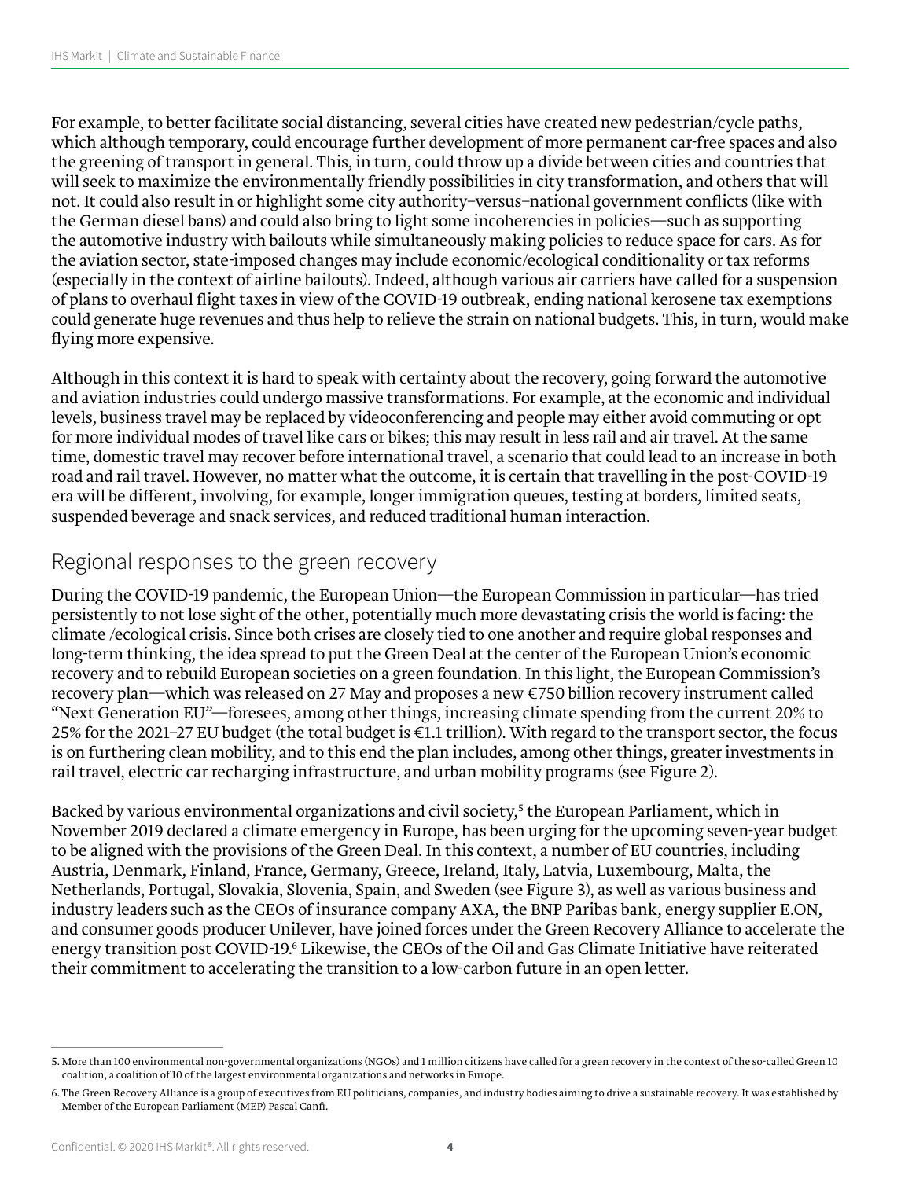For example, to better facilitate social distancing, several cities have created new pedestrian/cycle paths, which although temporary, could encourage further development of more permanent car-free spaces and also the greening of transport in general. This, in turn, could throw up a divide between cities and countries that will seek to maximize the environmentally friendly possibilities in city transformation, and others that will not. It could also result in or highlight some city authority–versus–national government conflicts (like with the German diesel bans) and could also bring to light some incoherencies in policies—such as supporting the automotive industry with bailouts while simultaneously making policies to reduce space for cars. As for the aviation sector, state-imposed changes may include economic/ecological conditionality or tax reforms (especially in the context of airline bailouts). Indeed, although various air carriers have called for a suspension of plans to overhaul flight taxes in view of the COVID-19 outbreak, ending national kerosene tax exemptions could generate huge revenues and thus help to relieve the strain on national budgets. This, in turn, would make flying more expensive.

Although in this context it is hard to speak with certainty about the recovery, going forward the automotive and aviation industries could undergo massive transformations. For example, at the economic and individual levels, business travel may be replaced by videoconferencing and people may either avoid commuting or opt for more individual modes of travel like cars or bikes; this may result in less rail and air travel. At the same time, domestic travel may recover before international travel, a scenario that could lead to an increase in both road and rail travel. However, no matter what the outcome, it is certain that travelling in the post-COVID-19 era will be different, involving, for example, longer immigration queues, testing at borders, limited seats, suspended beverage and snack services, and reduced traditional human interaction.

## Regional responses to the green recovery

During the COVID-19 pandemic, the European Union—the European Commission in particular—has tried persistently to not lose sight of the other, potentially much more devastating crisis the world is facing: the climate /ecological crisis. Since both crises are closely tied to one another and require global responses and long-term thinking, the idea spread to put the Green Deal at the center of the European Union's economic recovery and to rebuild European societies on a green foundation. In this light, the European Commission's recovery plan—which was released on 27 May and proposes a new €750 billion recovery instrument called "Next Generation EU"—foresees, among other things, increasing climate spending from the current 20% to 25% for the 2021–27 EU budget (the total budget is €1.1 trillion). With regard to the transport sector, the focus is on furthering clean mobility, and to this end the plan includes, among other things, greater investments in rail travel, electric car recharging infrastructure, and urban mobility programs (see Figure 2).

Backed by various environmental organizations and civil society,[5] the European Parliament, which in November 2019 declared a climate emergency in Europe, has been urging for the upcoming seven-year budget to be aligned with the provisions of the Green Deal. In this context, a number of EU countries, including Austria, Denmark, Finland, France, Germany, Greece, Ireland, Italy, Latvia, Luxembourg, Malta, the Netherlands, Portugal, Slovakia, Slovenia, Spain, and Sweden (see Figure 3), as well as various business and industry leaders such as the CEOs of insurance company AXA, the BNP Paribas bank, energy supplier E.ON, and consumer goods producer Unilever, have joined forces under the Green Recovery Alliance to accelerate the energy transition post COVID-19.[6] Likewise, the CEOs of the Oil and Gas Climate Initiative have reiterated their commitment to accelerating the transition to a low-carbon future in an open letter.

---

5. More than 100 environmental non-governmental organizations (NGOs) and 1 million citizens have called for a green recovery in the context of the so-called Green 10 coalition, a coalition of 10 of the largest environmental organizations and networks in Europe.

6. The Green Recovery Alliance is a group of executives from EU politicians, companies, and industry bodies aiming to drive a sustainable recovery. It was established by Member of the European Parliament (MEP) Pascal Canfi.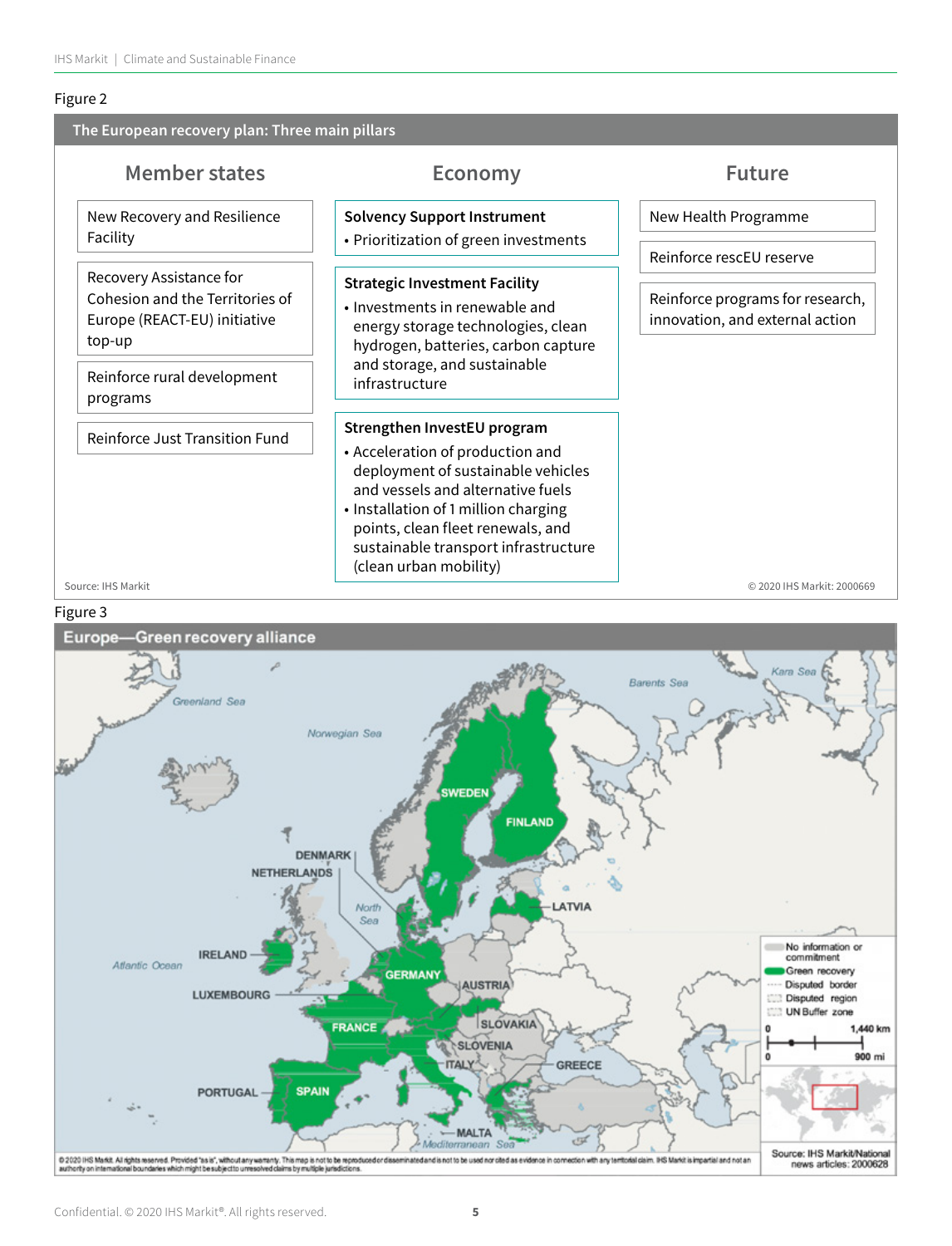Figure 2

**The European recovery plan: Three main pillars**

### Member states

- New Recovery and Resilience Facility
- Recovery Assistance for Cohesion and the Territories of Europe (REACT-EU) initiative top-up
- Reinforce rural development programs
- Reinforce Just Transition Fund

### Economy

**Solvency Support Instrument**

- Prioritization of green investments

**Strategic Investment Facility**

- Investments in renewable and energy storage technologies, clean hydrogen, batteries, carbon capture and storage, and sustainable infrastructure

**Strengthen InvestEU program**

- Acceleration of production and deployment of sustainable vehicles and vessels and alternative fuels
- Installation of 1 million charging points, clean fleet renewals, and sustainable transport infrastructure (clean urban mobility)

### Future

- New Health Programme
- Reinforce rescEU reserve
- Reinforce programs for research, innovation, and external action

Source: IHS Markit

© 2020 IHS Markit: 2000669

Figure 3

**Europe—Green recovery alliance**

Source: IHS Markit/National news articles: 2000628

©2020 IHS Markit. All rights reserved. Provided "as is", without any warranty. This map is not to be reproduced or disseminated and is not to be used nor cited as evidence in connection with any territorial claim. IHS Markit is impartial and not an authority on international boundaries which might be subject to unresolved claims by multiple jurisdictions.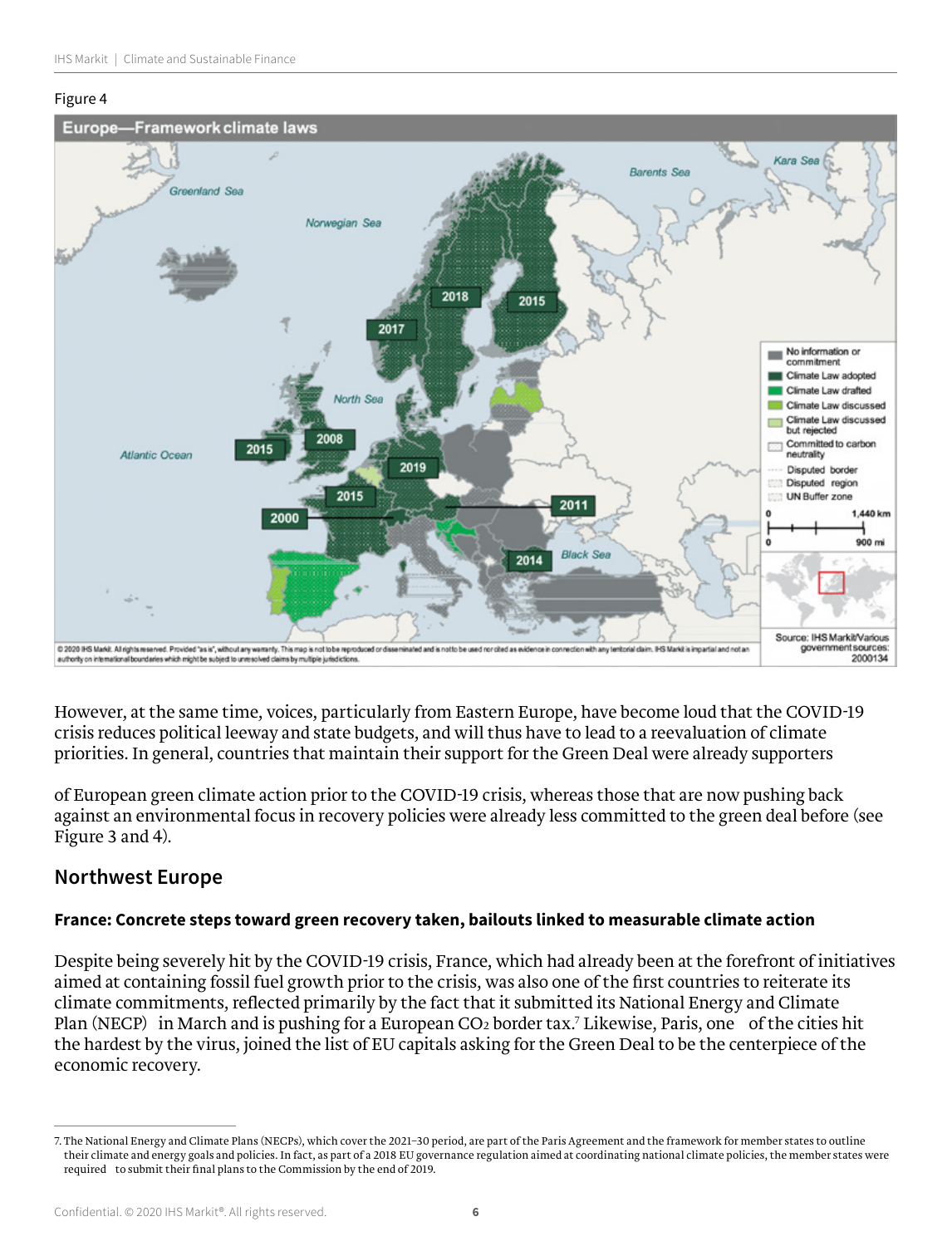Figure 4

Europe—Framework climate laws

However, at the same time, voices, particularly from Eastern Europe, have become loud that the COVID-19 crisis reduces political leeway and state budgets, and will thus have to lead to a reevaluation of climate priorities. In general, countries that maintain their support for the Green Deal were already supporters

of European green climate action prior to the COVID-19 crisis, whereas those that are now pushing back against an environmental focus in recovery policies were already less committed to the green deal before (see Figure 3 and 4).

## Northwest Europe

### France: Concrete steps toward green recovery taken, bailouts linked to measurable climate action

Despite being severely hit by the COVID-19 crisis, France, which had already been at the forefront of initiatives aimed at containing fossil fuel growth prior to the crisis, was also one of the first countries to reiterate its climate commitments, reflected primarily by the fact that it submitted its National Energy and Climate Plan (NECP) in March and is pushing for a European $CO_2$ border tax.[7] Likewise, Paris, one of the cities hit the hardest by the virus, joined the list of EU capitals asking for the Green Deal to be the centerpiece of the economic recovery.

7. The National Energy and Climate Plans (NECPs), which cover the 2021–30 period, are part of the Paris Agreement and the framework for member states to outline their climate and energy goals and policies. In fact, as part of a 2018 EU governance regulation aimed at coordinating national climate policies, the member states were required to submit their final plans to the Commission by the end of 2019.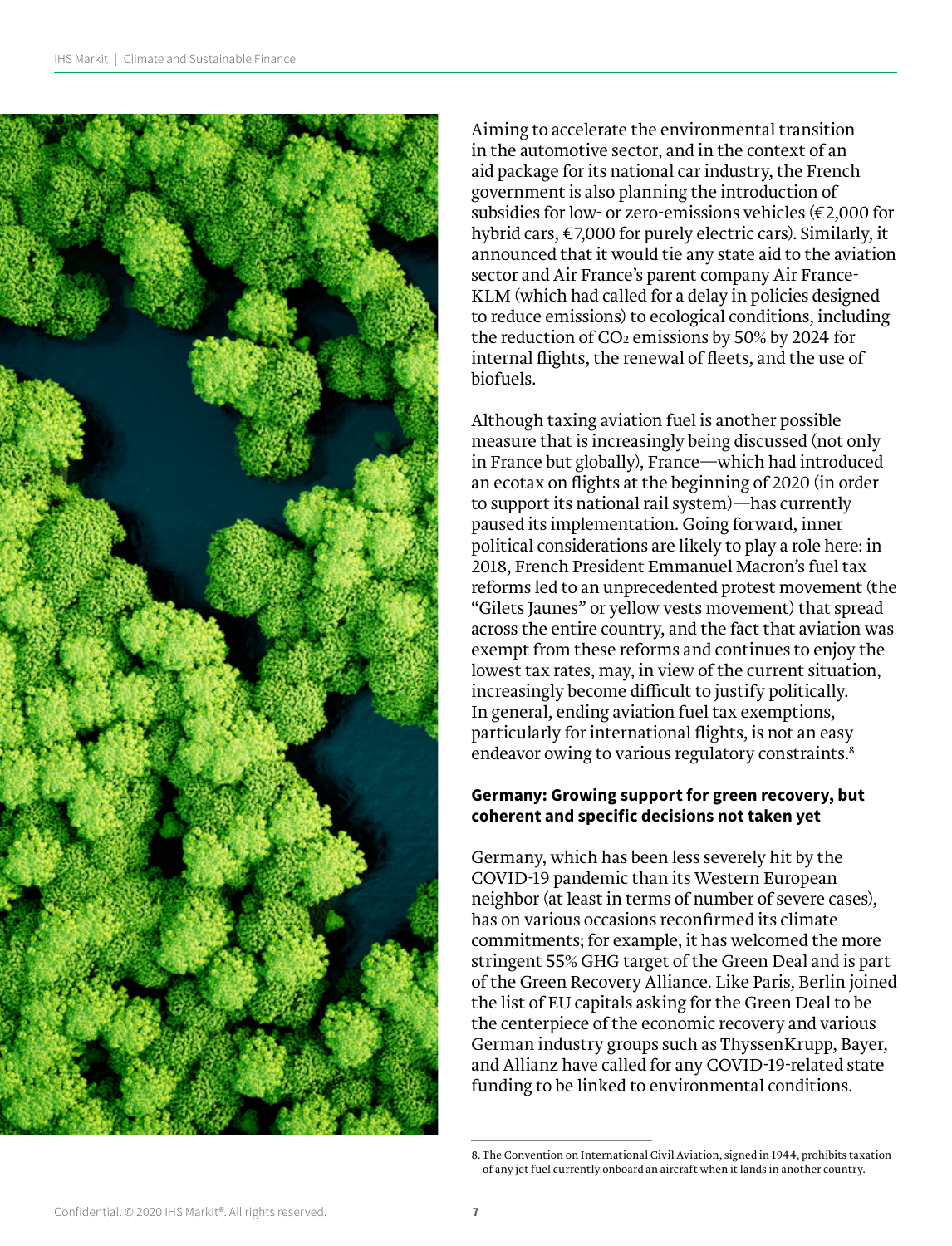Aiming to accelerate the environmental transition in the automotive sector, and in the context of an aid package for its national car industry, the French government is also planning the introduction of subsidies for low- or zero-emissions vehicles (€2,000 for hybrid cars, €7,000 for purely electric cars). Similarly, it announced that it would tie any state aid to the aviation sector and Air France's parent company Air France-KLM (which had called for a delay in policies designed to reduce emissions) to ecological conditions, including the reduction of $CO_2$ emissions by 50% by 2024 for internal flights, the renewal of fleets, and the use of biofuels.

Although taxing aviation fuel is another possible measure that is increasingly being discussed (not only in France but globally), France—which had introduced an ecotax on flights at the beginning of 2020 (in order to support its national rail system)—has currently paused its implementation. Going forward, inner political considerations are likely to play a role here: in 2018, French President Emmanuel Macron's fuel tax reforms led to an unprecedented protest movement (the "Gilets Jaunes" or yellow vests movement) that spread across the entire country, and the fact that aviation was exempt from these reforms and continues to enjoy the lowest tax rates, may, in view of the current situation, increasingly become difficult to justify politically. In general, ending aviation fuel tax exemptions, particularly for international flights, is not an easy endeavor owing to various regulatory constraints.[8]

**Germany: Growing support for green recovery, but coherent and specific decisions not taken yet**

Germany, which has been less severely hit by the COVID-19 pandemic than its Western European neighbor (at least in terms of number of severe cases), has on various occasions reconfirmed its climate commitments; for example, it has welcomed the more stringent 55% GHG target of the Green Deal and is part of the Green Recovery Alliance. Like Paris, Berlin joined the list of EU capitals asking for the Green Deal to be the centerpiece of the economic recovery and various German industry groups such as ThyssenKrupp, Bayer, and Allianz have called for any COVID-19-related state funding to be linked to environmental conditions.

8. The Convention on International Civil Aviation, signed in 1944, prohibits taxation of any jet fuel currently onboard an aircraft when it lands in another country.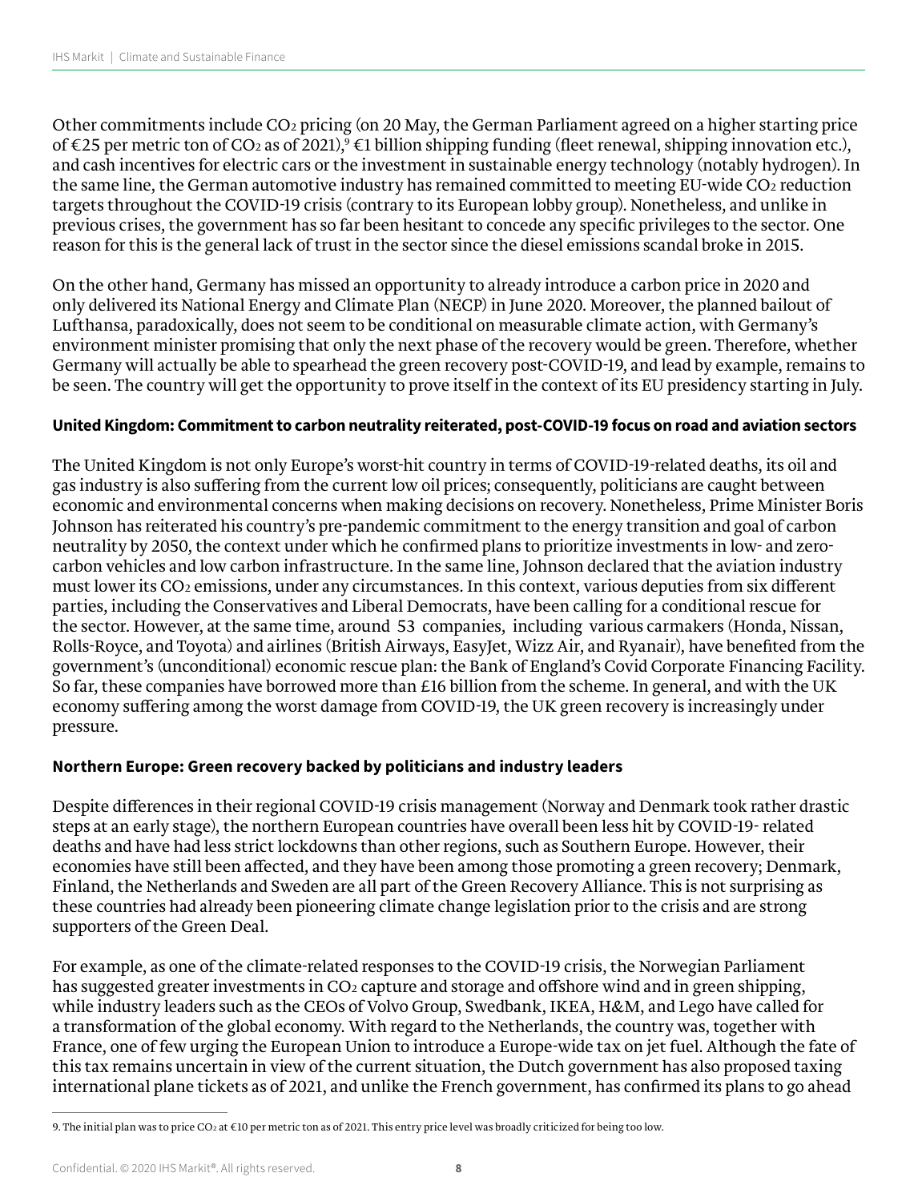Other commitments include $CO_2$ pricing (on 20 May, the German Parliament agreed on a higher starting price of €25 per metric ton of $CO_2$ as of 2021),[9] €1 billion shipping funding (fleet renewal, shipping innovation etc.), and cash incentives for electric cars or the investment in sustainable energy technology (notably hydrogen). In the same line, the German automotive industry has remained committed to meeting EU-wide $CO_2$ reduction targets throughout the COVID-19 crisis (contrary to its European lobby group). Nonetheless, and unlike in previous crises, the government has so far been hesitant to concede any specific privileges to the sector. One reason for this is the general lack of trust in the sector since the diesel emissions scandal broke in 2015.

On the other hand, Germany has missed an opportunity to already introduce a carbon price in 2020 and only delivered its National Energy and Climate Plan (NECP) in June 2020. Moreover, the planned bailout of Lufthansa, paradoxically, does not seem to be conditional on measurable climate action, with Germany's environment minister promising that only the next phase of the recovery would be green. Therefore, whether Germany will actually be able to spearhead the green recovery post-COVID-19, and lead by example, remains to be seen. The country will get the opportunity to prove itself in the context of its EU presidency starting in July.

**United Kingdom: Commitment to carbon neutrality reiterated, post-COVID-19 focus on road and aviation sectors**

The United Kingdom is not only Europe's worst-hit country in terms of COVID-19-related deaths, its oil and gas industry is also suffering from the current low oil prices; consequently, politicians are caught between economic and environmental concerns when making decisions on recovery. Nonetheless, Prime Minister Boris Johnson has reiterated his country's pre-pandemic commitment to the energy transition and goal of carbon neutrality by 2050, the context under which he confirmed plans to prioritize investments in low- and zero-carbon vehicles and low carbon infrastructure. In the same line, Johnson declared that the aviation industry must lower its $CO_2$ emissions, under any circumstances. In this context, various deputies from six different parties, including the Conservatives and Liberal Democrats, have been calling for a conditional rescue for the sector. However, at the same time, around 53 companies, including various carmakers (Honda, Nissan, Rolls-Royce, and Toyota) and airlines (British Airways, EasyJet, Wizz Air, and Ryanair), have benefited from the government's (unconditional) economic rescue plan: the Bank of England's Covid Corporate Financing Facility. So far, these companies have borrowed more than £16 billion from the scheme. In general, and with the UK economy suffering among the worst damage from COVID-19, the UK green recovery is increasingly under pressure.

**Northern Europe: Green recovery backed by politicians and industry leaders**

Despite differences in their regional COVID-19 crisis management (Norway and Denmark took rather drastic steps at an early stage), the northern European countries have overall been less hit by COVID-19- related deaths and have had less strict lockdowns than other regions, such as Southern Europe. However, their economies have still been affected, and they have been among those promoting a green recovery; Denmark, Finland, the Netherlands and Sweden are all part of the Green Recovery Alliance. This is not surprising as these countries had already been pioneering climate change legislation prior to the crisis and are strong supporters of the Green Deal.

For example, as one of the climate-related responses to the COVID-19 crisis, the Norwegian Parliament has suggested greater investments in $CO_2$ capture and storage and offshore wind and in green shipping, while industry leaders such as the CEOs of Volvo Group, Swedbank, IKEA, H&M, and Lego have called for a transformation of the global economy. With regard to the Netherlands, the country was, together with France, one of few urging the European Union to introduce a Europe-wide tax on jet fuel. Although the fate of this tax remains uncertain in view of the current situation, the Dutch government has also proposed taxing international plane tickets as of 2021, and unlike the French government, has confirmed its plans to go ahead

---

9. The initial plan was to price $CO_2$ at €10 per metric ton as of 2021. This entry price level was broadly criticized for being too low.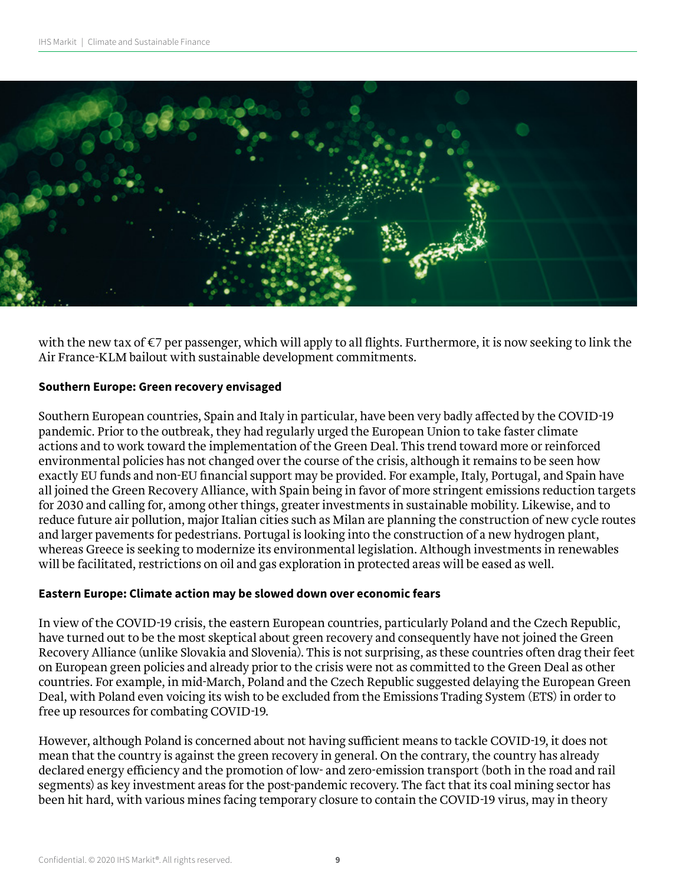with the new tax of €7 per passenger, which will apply to all flights. Furthermore, it is now seeking to link the Air France-KLM bailout with sustainable development commitments.

**Southern Europe: Green recovery envisaged**

Southern European countries, Spain and Italy in particular, have been very badly affected by the COVID-19 pandemic. Prior to the outbreak, they had regularly urged the European Union to take faster climate actions and to work toward the implementation of the Green Deal. This trend toward more or reinforced environmental policies has not changed over the course of the crisis, although it remains to be seen how exactly EU funds and non-EU financial support may be provided. For example, Italy, Portugal, and Spain have all joined the Green Recovery Alliance, with Spain being in favor of more stringent emissions reduction targets for 2030 and calling for, among other things, greater investments in sustainable mobility. Likewise, and to reduce future air pollution, major Italian cities such as Milan are planning the construction of new cycle routes and larger pavements for pedestrians. Portugal is looking into the construction of a new hydrogen plant, whereas Greece is seeking to modernize its environmental legislation. Although investments in renewables will be facilitated, restrictions on oil and gas exploration in protected areas will be eased as well.

**Eastern Europe: Climate action may be slowed down over economic fears**

In view of the COVID-19 crisis, the eastern European countries, particularly Poland and the Czech Republic, have turned out to be the most skeptical about green recovery and consequently have not joined the Green Recovery Alliance (unlike Slovakia and Slovenia). This is not surprising, as these countries often drag their feet on European green policies and already prior to the crisis were not as committed to the Green Deal as other countries. For example, in mid-March, Poland and the Czech Republic suggested delaying the European Green Deal, with Poland even voicing its wish to be excluded from the Emissions Trading System (ETS) in order to free up resources for combating COVID-19.

However, although Poland is concerned about not having sufficient means to tackle COVID-19, it does not mean that the country is against the green recovery in general. On the contrary, the country has already declared energy efficiency and the promotion of low- and zero-emission transport (both in the road and rail segments) as key investment areas for the post-pandemic recovery. The fact that its coal mining sector has been hit hard, with various mines facing temporary closure to contain the COVID-19 virus, may in theory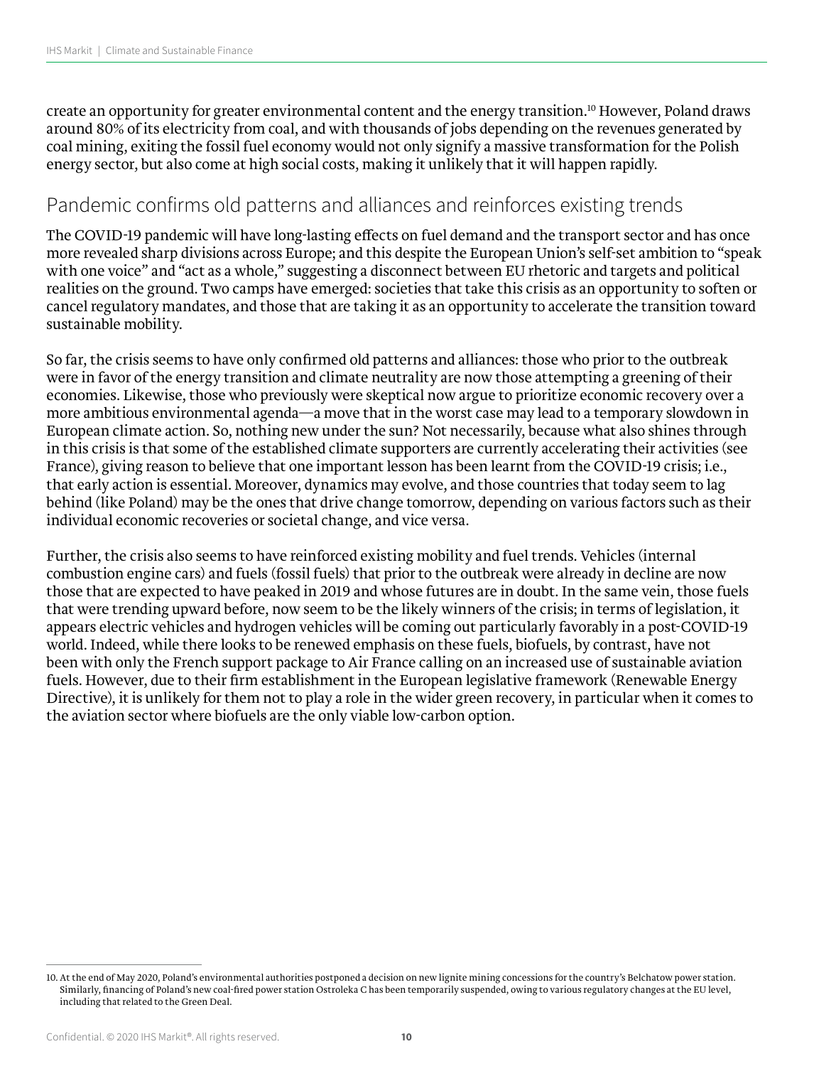create an opportunity for greater environmental content and the energy transition.[10] However, Poland draws around 80% of its electricity from coal, and with thousands of jobs depending on the revenues generated by coal mining, exiting the fossil fuel economy would not only signify a massive transformation for the Polish energy sector, but also come at high social costs, making it unlikely that it will happen rapidly.

## Pandemic confirms old patterns and alliances and reinforces existing trends

The COVID-19 pandemic will have long-lasting effects on fuel demand and the transport sector and has once more revealed sharp divisions across Europe; and this despite the European Union's self-set ambition to "speak with one voice" and "act as a whole," suggesting a disconnect between EU rhetoric and targets and political realities on the ground. Two camps have emerged: societies that take this crisis as an opportunity to soften or cancel regulatory mandates, and those that are taking it as an opportunity to accelerate the transition toward sustainable mobility.

So far, the crisis seems to have only confirmed old patterns and alliances: those who prior to the outbreak were in favor of the energy transition and climate neutrality are now those attempting a greening of their economies. Likewise, those who previously were skeptical now argue to prioritize economic recovery over a more ambitious environmental agenda—a move that in the worst case may lead to a temporary slowdown in European climate action. So, nothing new under the sun? Not necessarily, because what also shines through in this crisis is that some of the established climate supporters are currently accelerating their activities (see France), giving reason to believe that one important lesson has been learnt from the COVID-19 crisis; i.e., that early action is essential. Moreover, dynamics may evolve, and those countries that today seem to lag behind (like Poland) may be the ones that drive change tomorrow, depending on various factors such as their individual economic recoveries or societal change, and vice versa.

Further, the crisis also seems to have reinforced existing mobility and fuel trends. Vehicles (internal combustion engine cars) and fuels (fossil fuels) that prior to the outbreak were already in decline are now those that are expected to have peaked in 2019 and whose futures are in doubt. In the same vein, those fuels that were trending upward before, now seem to be the likely winners of the crisis; in terms of legislation, it appears electric vehicles and hydrogen vehicles will be coming out particularly favorably in a post-COVID-19 world. Indeed, while there looks to be renewed emphasis on these fuels, biofuels, by contrast, have not been with only the French support package to Air France calling on an increased use of sustainable aviation fuels. However, due to their firm establishment in the European legislative framework (Renewable Energy Directive), it is unlikely for them not to play a role in the wider green recovery, in particular when it comes to the aviation sector where biofuels are the only viable low-carbon option.

---

10. At the end of May 2020, Poland's environmental authorities postponed a decision on new lignite mining concessions for the country's Belchatow power station. Similarly, financing of Poland's new coal-fired power station Ostroleka C has been temporarily suspended, owing to various regulatory changes at the EU level, including that related to the Green Deal.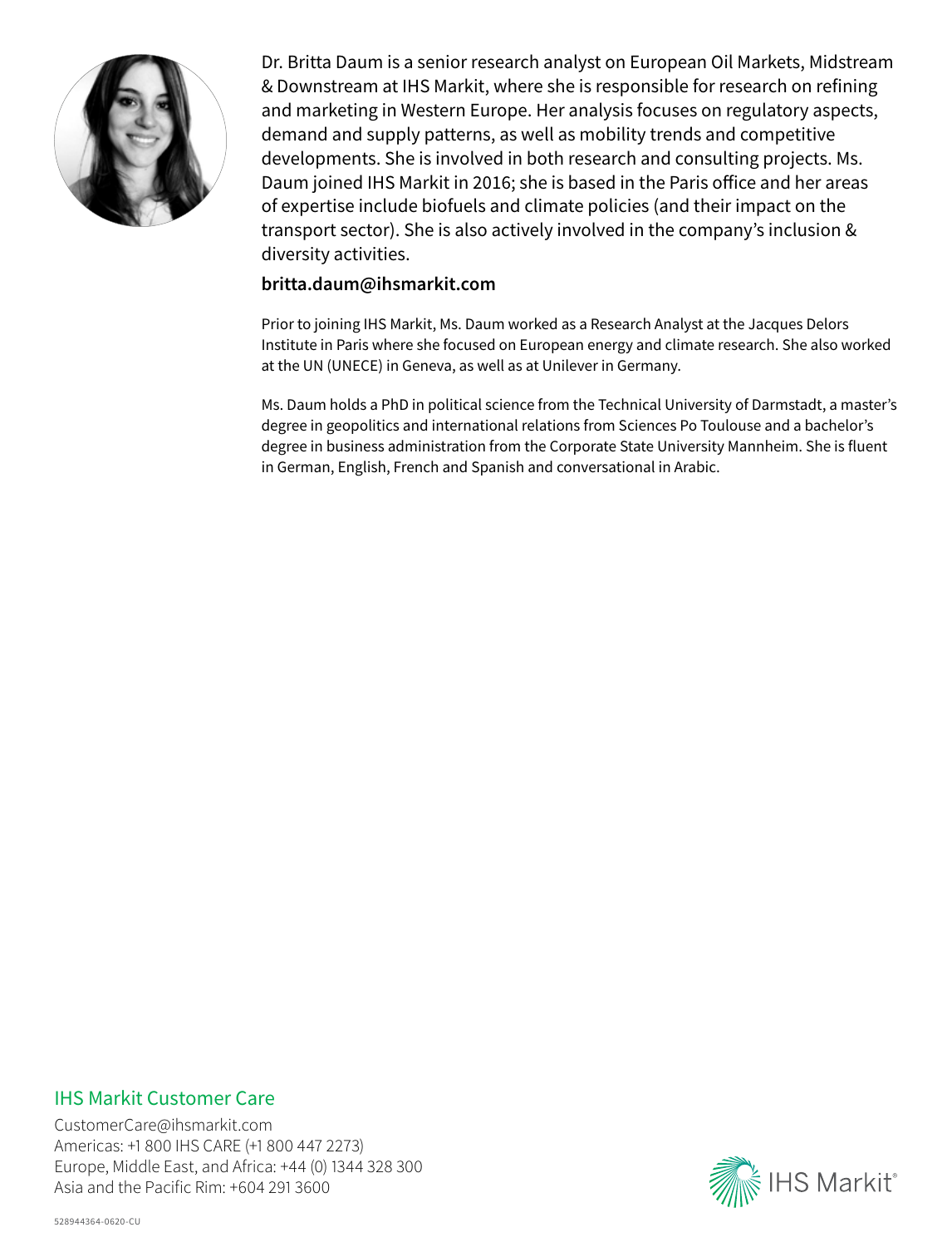Dr. Britta Daum is a senior research analyst on European Oil Markets, Midstream & Downstream at IHS Markit, where she is responsible for research on refining and marketing in Western Europe. Her analysis focuses on regulatory aspects, demand and supply patterns, as well as mobility trends and competitive developments. She is involved in both research and consulting projects. Ms. Daum joined IHS Markit in 2016; she is based in the Paris office and her areas of expertise include biofuels and climate policies (and their impact on the transport sector). She is also actively involved in the company's inclusion & diversity activities.

**britta.daum@ihsmarkit.com**

Prior to joining IHS Markit, Ms. Daum worked as a Research Analyst at the Jacques Delors Institute in Paris where she focused on European energy and climate research. She also worked at the UN (UNECE) in Geneva, as well as at Unilever in Germany.

Ms. Daum holds a PhD in political science from the Technical University of Darmstadt, a master's degree in geopolitics and international relations from Sciences Po Toulouse and a bachelor's degree in business administration from the Corporate State University Mannheim. She is fluent in German, English, French and Spanish and conversational in Arabic.

## IHS Markit Customer Care

CustomerCare@ihsmarkit.com
Americas: +1 800 IHS CARE (+1 800 447 2273)
Europe, Middle East, and Africa: +44 (0) 1344 328 300
Asia and the Pacific Rim: +604 291 3600

IHS Markit®

528944364-0620-CU